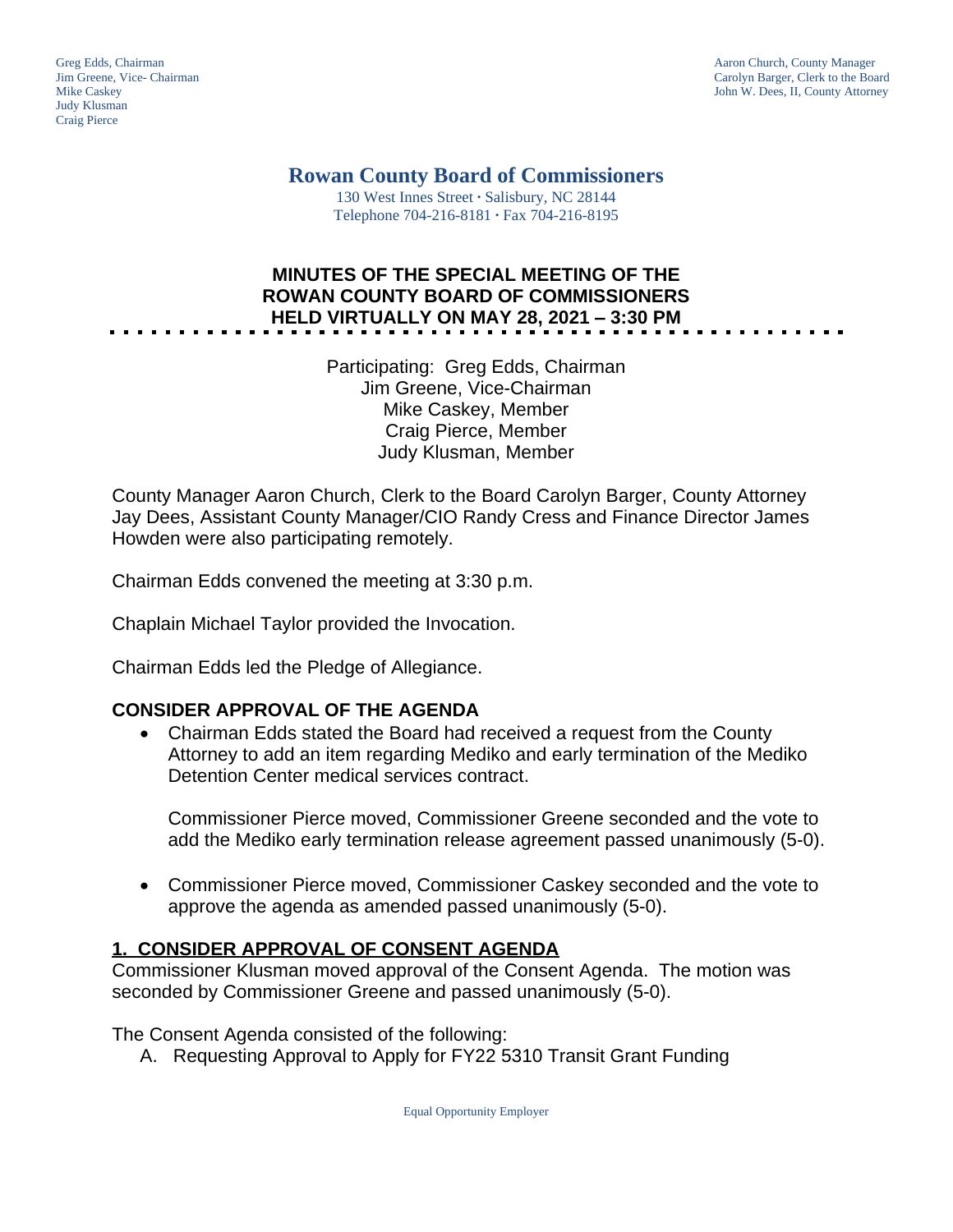Greg Edds, Chairman
Jim Greene, Vice- Chairman
Mike Caskey
Judy Klusman
Craig Pierce

Aaron Church, County Manager
Carolyn Barger, Clerk to the Board
John W. Dees, II, County Attorney

# Rowan County Board of Commissioners

130 West Innes Street · Salisbury, NC 28144
Telephone 704-216-8181 · Fax 704-216-8195

## MINUTES OF THE SPECIAL MEETING OF THE ROWAN COUNTY BOARD OF COMMISSIONERS HELD VIRTUALLY ON MAY 28, 2021 – 3:30 PM

Participating: Greg Edds, Chairman
Jim Greene, Vice-Chairman
Mike Caskey, Member
Craig Pierce, Member
Judy Klusman, Member

County Manager Aaron Church, Clerk to the Board Carolyn Barger, County Attorney Jay Dees, Assistant County Manager/CIO Randy Cress and Finance Director James Howden were also participating remotely.

Chairman Edds convened the meeting at 3:30 p.m.

Chaplain Michael Taylor provided the Invocation.

Chairman Edds led the Pledge of Allegiance.

### CONSIDER APPROVAL OF THE AGENDA

- Chairman Edds stated the Board had received a request from the County Attorney to add an item regarding Mediko and early termination of the Mediko Detention Center medical services contract.

  Commissioner Pierce moved, Commissioner Greene seconded and the vote to add the Mediko early termination release agreement passed unanimously (5-0).

- Commissioner Pierce moved, Commissioner Caskey seconded and the vote to approve the agenda as amended passed unanimously (5-0).

### 1. CONSIDER APPROVAL OF CONSENT AGENDA

Commissioner Klusman moved approval of the Consent Agenda. The motion was seconded by Commissioner Greene and passed unanimously (5-0).

The Consent Agenda consisted of the following:

A. Requesting Approval to Apply for FY22 5310 Transit Grant Funding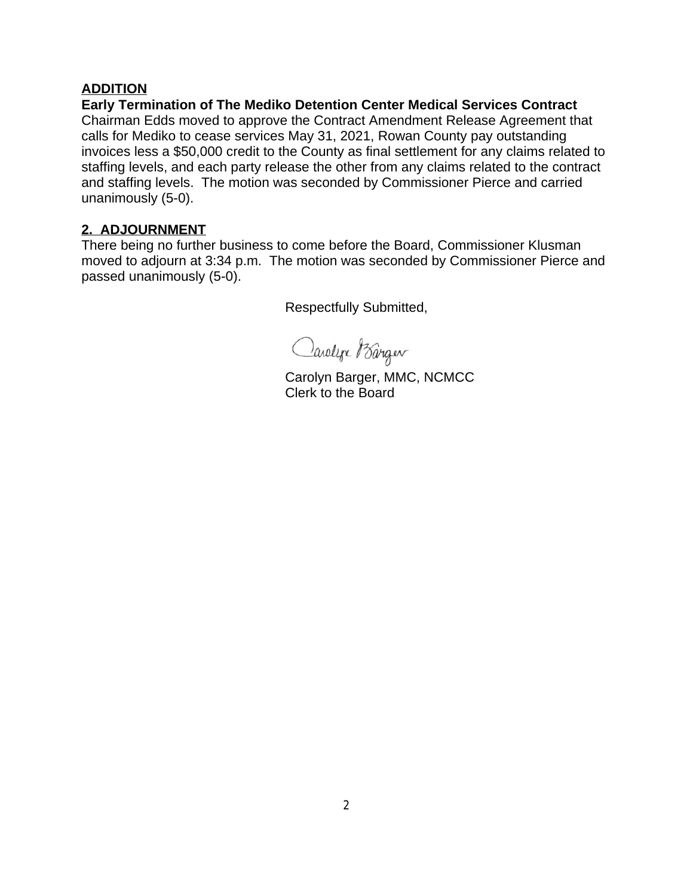**ADDITION**

**Early Termination of The Mediko Detention Center Medical Services Contract**

Chairman Edds moved to approve the Contract Amendment Release Agreement that calls for Mediko to cease services May 31, 2021, Rowan County pay outstanding invoices less a $50,000 credit to the County as final settlement for any claims related to staffing levels, and each party release the other from any claims related to the contract and staffing levels. The motion was seconded by Commissioner Pierce and carried unanimously (5-0).

**2. ADJOURNMENT**

There being no further business to come before the Board, Commissioner Klusman moved to adjourn at 3:34 p.m. The motion was seconded by Commissioner Pierce and passed unanimously (5-0).

Respectfully Submitted,

Carolyn Barger, MMC, NCMCC
Clerk to the Board